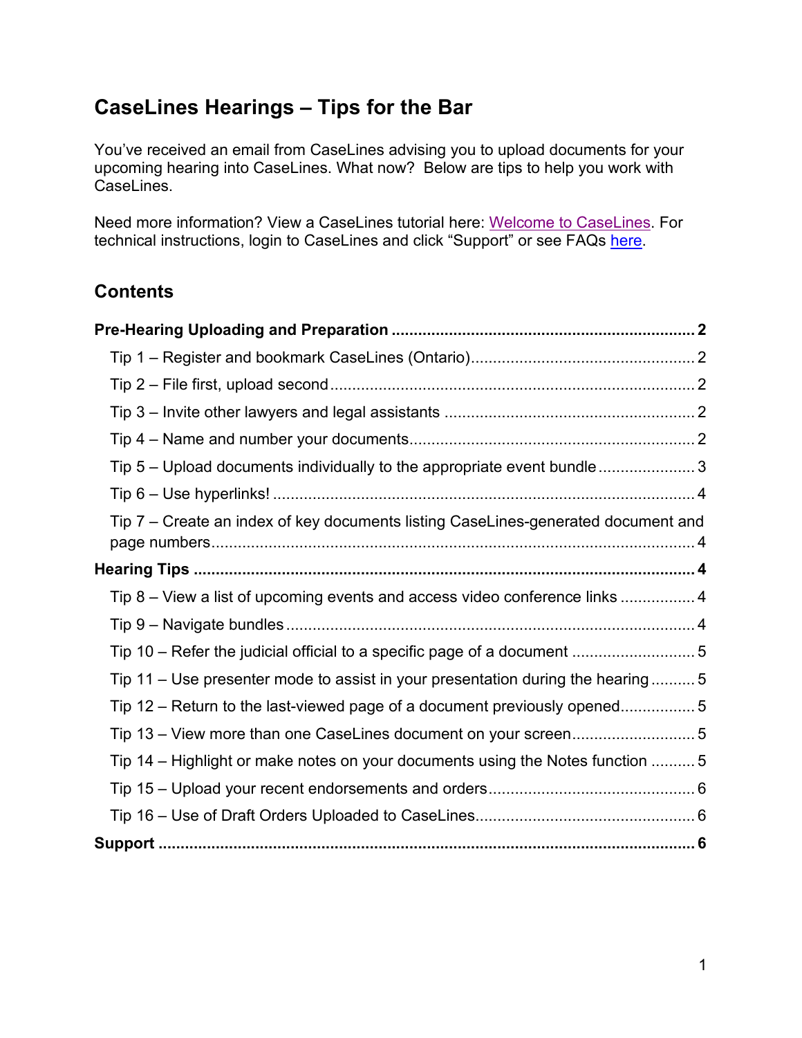# CaseLines Hearings – Tips for the Bar

You've received an email from CaseLines advising you to upload documents for your upcoming hearing into CaseLines. What now? Below are tips to help you work with CaseLines.

Need more information? View a CaseLines tutorial here: Welcome to CaseLines. For technical instructions, login to CaseLines and click "Support" or see FAQs here.

## Contents

**Pre-Hearing Uploading and Preparation** .......... 2

- Tip 1 – Register and bookmark CaseLines (Ontario) .......... 2
- Tip 2 – File first, upload second .......... 2
- Tip 3 – Invite other lawyers and legal assistants .......... 2
- Tip 4 – Name and number your documents .......... 2
- Tip 5 – Upload documents individually to the appropriate event bundle .......... 3
- Tip 6 – Use hyperlinks! .......... 4
- Tip 7 – Create an index of key documents listing CaseLines-generated document and page numbers .......... 4

**Hearing Tips** .......... 4

- Tip 8 – View a list of upcoming events and access video conference links .......... 4
- Tip 9 – Navigate bundles .......... 4
- Tip 10 – Refer the judicial official to a specific page of a document .......... 5
- Tip 11 – Use presenter mode to assist in your presentation during the hearing .......... 5
- Tip 12 – Return to the last-viewed page of a document previously opened .......... 5
- Tip 13 – View more than one CaseLines document on your screen .......... 5
- Tip 14 – Highlight or make notes on your documents using the Notes function .......... 5
- Tip 15 – Upload your recent endorsements and orders .......... 6
- Tip 16 – Use of Draft Orders Uploaded to CaseLines .......... 6

**Support** .......... 6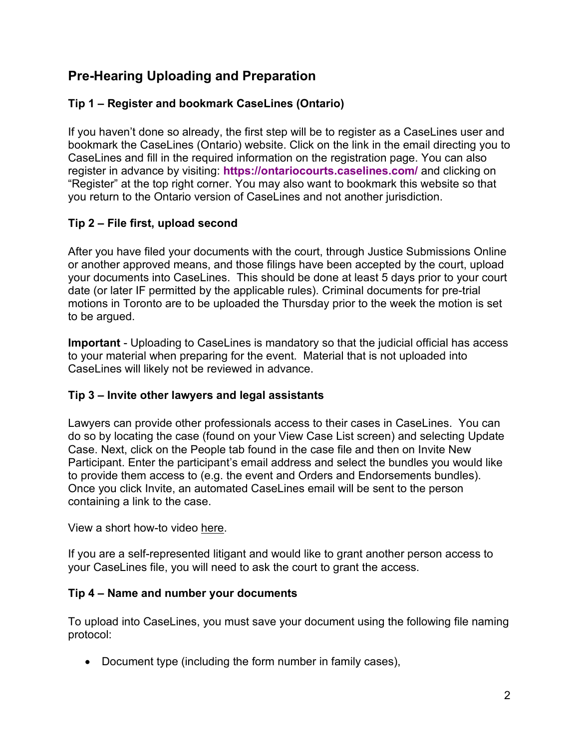## Pre-Hearing Uploading and Preparation

### Tip 1 – Register and bookmark CaseLines (Ontario)

If you haven't done so already, the first step will be to register as a CaseLines user and bookmark the CaseLines (Ontario) website. Click on the link in the email directing you to CaseLines and fill in the required information on the registration page. You can also register in advance by visiting: **https://ontariocourts.caselines.com/** and clicking on "Register" at the top right corner. You may also want to bookmark this website so that you return to the Ontario version of CaseLines and not another jurisdiction.

### Tip 2 – File first, upload second

After you have filed your documents with the court, through Justice Submissions Online or another approved means, and those filings have been accepted by the court, upload your documents into CaseLines. This should be done at least 5 days prior to your court date (or later IF permitted by the applicable rules). Criminal documents for pre-trial motions in Toronto are to be uploaded the Thursday prior to the week the motion is set to be argued.

**Important** - Uploading to CaseLines is mandatory so that the judicial official has access to your material when preparing for the event. Material that is not uploaded into CaseLines will likely not be reviewed in advance.

### Tip 3 – Invite other lawyers and legal assistants

Lawyers can provide other professionals access to their cases in CaseLines. You can do so by locating the case (found on your View Case List screen) and selecting Update Case. Next, click on the People tab found in the case file and then on Invite New Participant. Enter the participant's email address and select the bundles you would like to provide them access to (e.g. the event and Orders and Endorsements bundles). Once you click Invite, an automated CaseLines email will be sent to the person containing a link to the case.

View a short how-to video here.

If you are a self-represented litigant and would like to grant another person access to your CaseLines file, you will need to ask the court to grant the access.

### Tip 4 – Name and number your documents

To upload into CaseLines, you must save your document using the following file naming protocol:

- Document type (including the form number in family cases),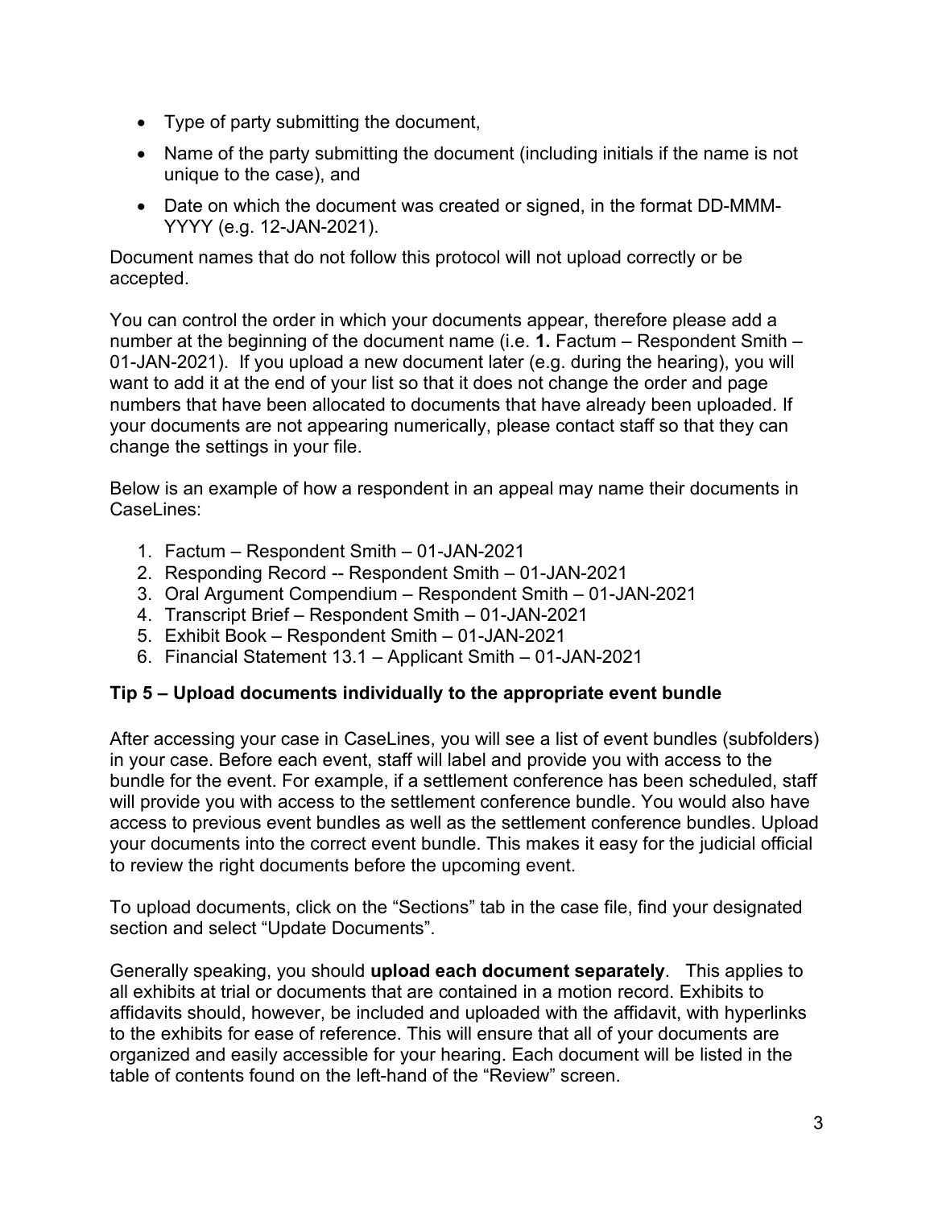- Type of party submitting the document,
- Name of the party submitting the document (including initials if the name is not unique to the case), and
- Date on which the document was created or signed, in the format DD-MMM-YYYY (e.g. 12-JAN-2021).

Document names that do not follow this protocol will not upload correctly or be accepted.

You can control the order in which your documents appear, therefore please add a number at the beginning of the document name (i.e. **1.** Factum – Respondent Smith – 01-JAN-2021). If you upload a new document later (e.g. during the hearing), you will want to add it at the end of your list so that it does not change the order and page numbers that have been allocated to documents that have already been uploaded. If your documents are not appearing numerically, please contact staff so that they can change the settings in your file.

Below is an example of how a respondent in an appeal may name their documents in CaseLines:

1. Factum – Respondent Smith – 01-JAN-2021
2. Responding Record -- Respondent Smith – 01-JAN-2021
3. Oral Argument Compendium – Respondent Smith – 01-JAN-2021
4. Transcript Brief – Respondent Smith – 01-JAN-2021
5. Exhibit Book – Respondent Smith – 01-JAN-2021
6. Financial Statement 13.1 – Applicant Smith – 01-JAN-2021

**Tip 5 – Upload documents individually to the appropriate event bundle**

After accessing your case in CaseLines, you will see a list of event bundles (subfolders) in your case. Before each event, staff will label and provide you with access to the bundle for the event. For example, if a settlement conference has been scheduled, staff will provide you with access to the settlement conference bundle. You would also have access to previous event bundles as well as the settlement conference bundles. Upload your documents into the correct event bundle. This makes it easy for the judicial official to review the right documents before the upcoming event.

To upload documents, click on the "Sections" tab in the case file, find your designated section and select "Update Documents".

Generally speaking, you should **upload each document separately**. This applies to all exhibits at trial or documents that are contained in a motion record. Exhibits to affidavits should, however, be included and uploaded with the affidavit, with hyperlinks to the exhibits for ease of reference. This will ensure that all of your documents are organized and easily accessible for your hearing. Each document will be listed in the table of contents found on the left-hand of the "Review" screen.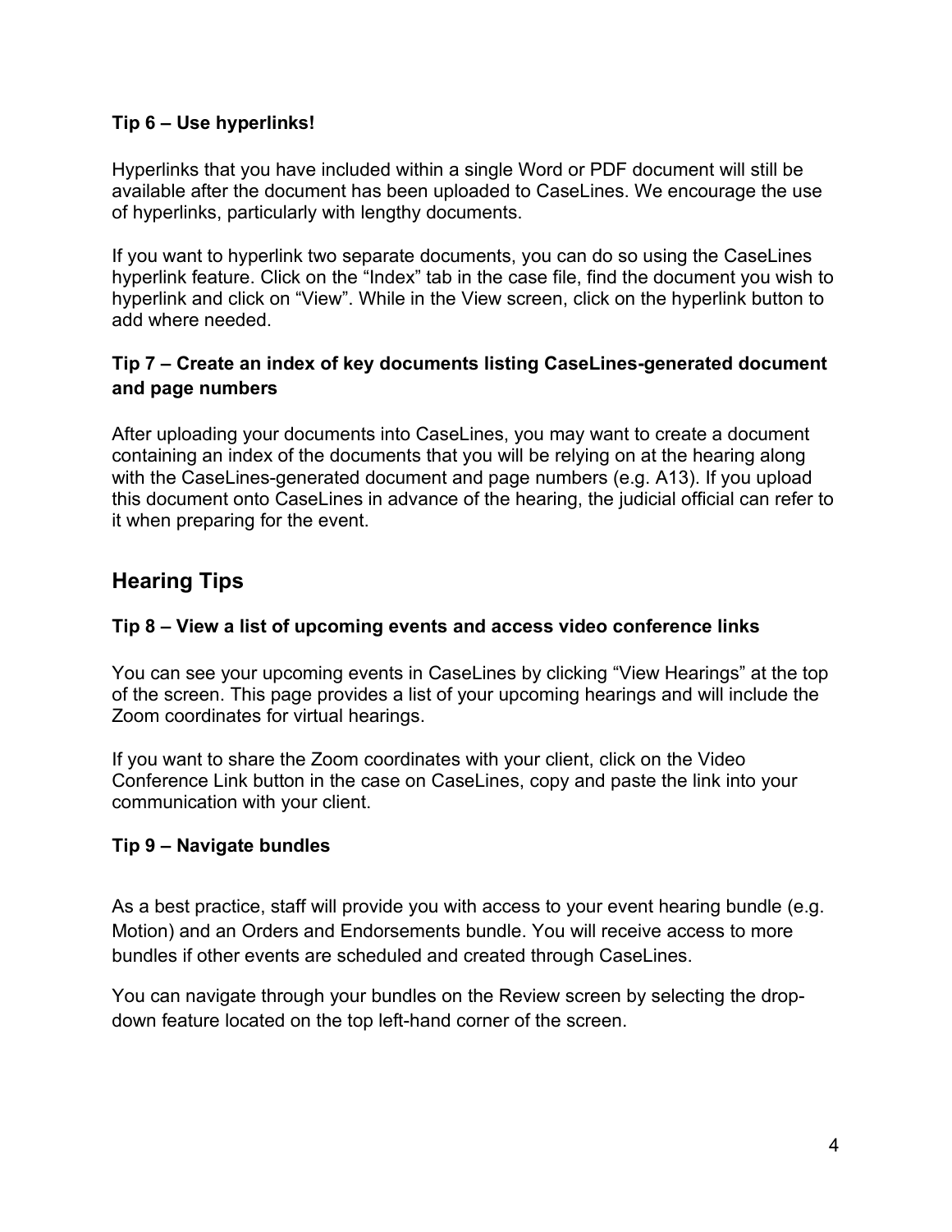### Tip 6 – Use hyperlinks!

Hyperlinks that you have included within a single Word or PDF document will still be available after the document has been uploaded to CaseLines. We encourage the use of hyperlinks, particularly with lengthy documents.

If you want to hyperlink two separate documents, you can do so using the CaseLines hyperlink feature. Click on the "Index" tab in the case file, find the document you wish to hyperlink and click on "View". While in the View screen, click on the hyperlink button to add where needed.

### Tip 7 – Create an index of key documents listing CaseLines-generated document and page numbers

After uploading your documents into CaseLines, you may want to create a document containing an index of the documents that you will be relying on at the hearing along with the CaseLines-generated document and page numbers (e.g. A13). If you upload this document onto CaseLines in advance of the hearing, the judicial official can refer to it when preparing for the event.

## Hearing Tips

### Tip 8 – View a list of upcoming events and access video conference links

You can see your upcoming events in CaseLines by clicking "View Hearings" at the top of the screen. This page provides a list of your upcoming hearings and will include the Zoom coordinates for virtual hearings.

If you want to share the Zoom coordinates with your client, click on the Video Conference Link button in the case on CaseLines, copy and paste the link into your communication with your client.

### Tip 9 – Navigate bundles

As a best practice, staff will provide you with access to your event hearing bundle (e.g. Motion) and an Orders and Endorsements bundle. You will receive access to more bundles if other events are scheduled and created through CaseLines.

You can navigate through your bundles on the Review screen by selecting the drop-down feature located on the top left-hand corner of the screen.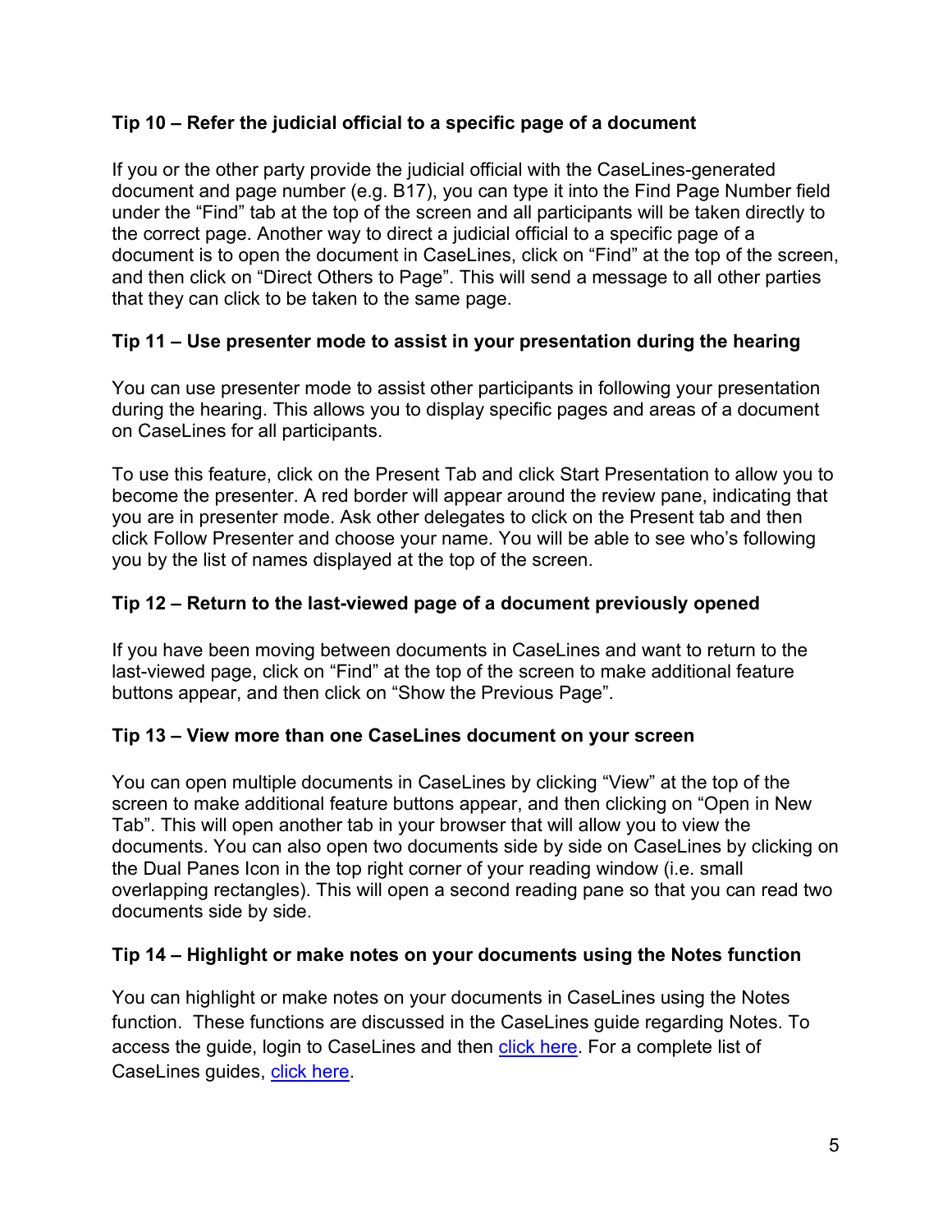**Tip 10 – Refer the judicial official to a specific page of a document**

If you or the other party provide the judicial official with the CaseLines-generated document and page number (e.g. B17), you can type it into the Find Page Number field under the "Find" tab at the top of the screen and all participants will be taken directly to the correct page. Another way to direct a judicial official to a specific page of a document is to open the document in CaseLines, click on "Find" at the top of the screen, and then click on "Direct Others to Page". This will send a message to all other parties that they can click to be taken to the same page.

**Tip 11 – Use presenter mode to assist in your presentation during the hearing**

You can use presenter mode to assist other participants in following your presentation during the hearing. This allows you to display specific pages and areas of a document on CaseLines for all participants.

To use this feature, click on the Present Tab and click Start Presentation to allow you to become the presenter. A red border will appear around the review pane, indicating that you are in presenter mode. Ask other delegates to click on the Present tab and then click Follow Presenter and choose your name. You will be able to see who's following you by the list of names displayed at the top of the screen.

**Tip 12 – Return to the last-viewed page of a document previously opened**

If you have been moving between documents in CaseLines and want to return to the last-viewed page, click on "Find" at the top of the screen to make additional feature buttons appear, and then click on "Show the Previous Page".

**Tip 13 – View more than one CaseLines document on your screen**

You can open multiple documents in CaseLines by clicking "View" at the top of the screen to make additional feature buttons appear, and then clicking on "Open in New Tab". This will open another tab in your browser that will allow you to view the documents. You can also open two documents side by side on CaseLines by clicking on the Dual Panes Icon in the top right corner of your reading window (i.e. small overlapping rectangles). This will open a second reading pane so that you can read two documents side by side.

**Tip 14 – Highlight or make notes on your documents using the Notes function**

You can highlight or make notes on your documents in CaseLines using the Notes function. These functions are discussed in the CaseLines guide regarding Notes. To access the guide, login to CaseLines and then click here. For a complete list of CaseLines guides, click here.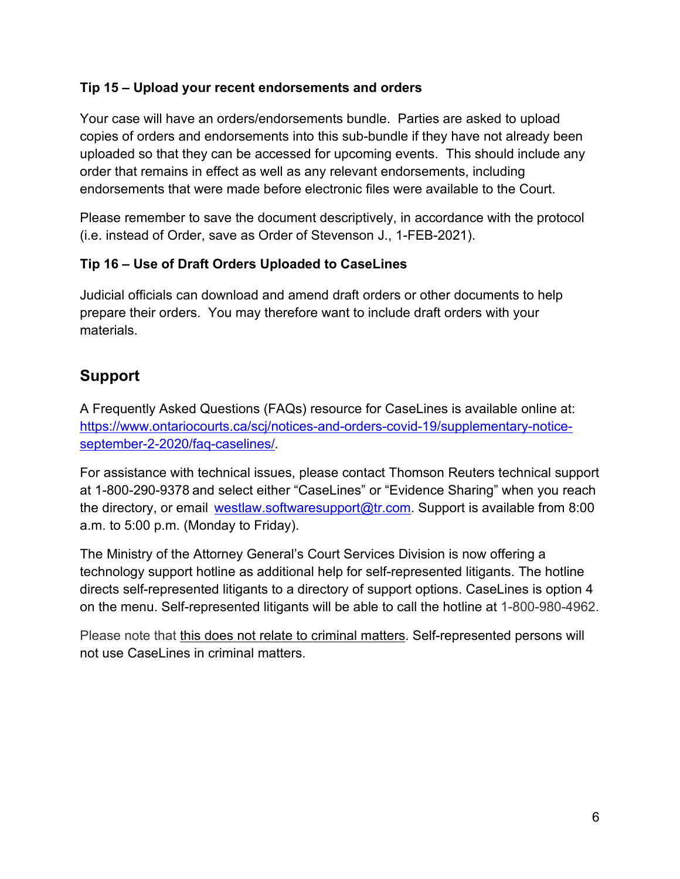**Tip 15 – Upload your recent endorsements and orders**

Your case will have an orders/endorsements bundle. Parties are asked to upload copies of orders and endorsements into this sub-bundle if they have not already been uploaded so that they can be accessed for upcoming events. This should include any order that remains in effect as well as any relevant endorsements, including endorsements that were made before electronic files were available to the Court.

Please remember to save the document descriptively, in accordance with the protocol (i.e. instead of Order, save as Order of Stevenson J., 1-FEB-2021).

**Tip 16 – Use of Draft Orders Uploaded to CaseLines**

Judicial officials can download and amend draft orders or other documents to help prepare their orders. You may therefore want to include draft orders with your materials.

## Support

A Frequently Asked Questions (FAQs) resource for CaseLines is available online at: [https://www.ontariocourts.ca/scj/notices-and-orders-covid-19/supplementary-notice-september-2-2020/faq-caselines/](https://www.ontariocourts.ca/scj/notices-and-orders-covid-19/supplementary-notice-september-2-2020/faq-caselines/).

For assistance with technical issues, please contact Thomson Reuters technical support at 1-800-290-9378 and select either "CaseLines" or "Evidence Sharing" when you reach the directory, or email [westlaw.softwaresupport@tr.com](mailto:westlaw.softwaresupport@tr.com). Support is available from 8:00 a.m. to 5:00 p.m. (Monday to Friday).

The Ministry of the Attorney General's Court Services Division is now offering a technology support hotline as additional help for self-represented litigants. The hotline directs self-represented litigants to a directory of support options. CaseLines is option 4 on the menu. Self-represented litigants will be able to call the hotline at 1-800-980-4962.

Please note that this does not relate to criminal matters. Self-represented persons will not use CaseLines in criminal matters.